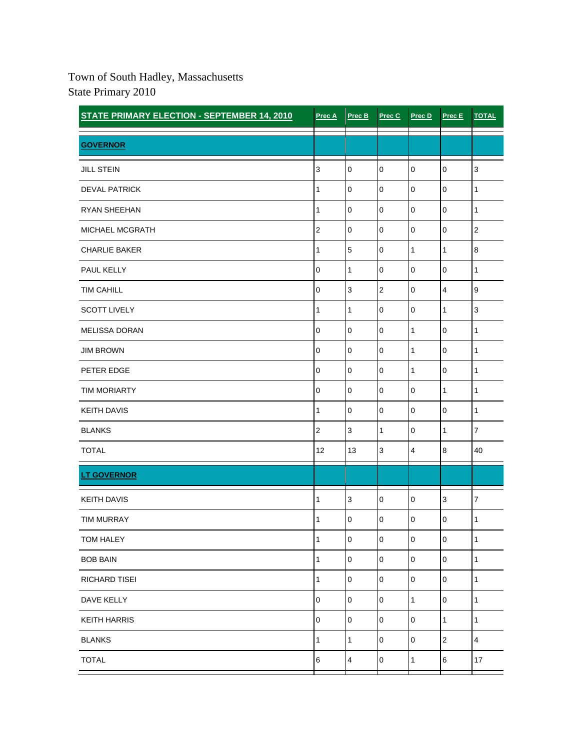Town of South Hadley, Massachusetts
State Primary 2010

| STATE PRIMARY ELECTION - SEPTEMBER 14, 2010 | Prec A | Prec B | Prec C | Prec D | Prec E | TOTAL |
|---|---|---|---|---|---|---|
| **GOVERNOR** | | | | | | |
| JILL STEIN | 3 | 0 | 0 | 0 | 0 | 3 |
| DEVAL PATRICK | 1 | 0 | 0 | 0 | 0 | 1 |
| RYAN SHEEHAN | 1 | 0 | 0 | 0 | 0 | 1 |
| MICHAEL MCGRATH | 2 | 0 | 0 | 0 | 0 | 2 |
| CHARLIE BAKER | 1 | 5 | 0 | 1 | 1 | 8 |
| PAUL KELLY | 0 | 1 | 0 | 0 | 0 | 1 |
| TIM CAHILL | 0 | 3 | 2 | 0 | 4 | 9 |
| SCOTT LIVELY | 1 | 1 | 0 | 0 | 1 | 3 |
| MELISSA DORAN | 0 | 0 | 0 | 1 | 0 | 1 |
| JIM BROWN | 0 | 0 | 0 | 1 | 0 | 1 |
| PETER EDGE | 0 | 0 | 0 | 1 | 0 | 1 |
| TIM MORIARTY | 0 | 0 | 0 | 0 | 1 | 1 |
| KEITH DAVIS | 1 | 0 | 0 | 0 | 0 | 1 |
| BLANKS | 2 | 3 | 1 | 0 | 1 | 7 |
| TOTAL | 12 | 13 | 3 | 4 | 8 | 40 |
| **LT GOVERNOR** | | | | | | |
| KEITH DAVIS | 1 | 3 | 0 | 0 | 3 | 7 |
| TIM MURRAY | 1 | 0 | 0 | 0 | 0 | 1 |
| TOM HALEY | 1 | 0 | 0 | 0 | 0 | 1 |
| BOB BAIN | 1 | 0 | 0 | 0 | 0 | 1 |
| RICHARD TISEI | 1 | 0 | 0 | 0 | 0 | 1 |
| DAVE KELLY | 0 | 0 | 0 | 1 | 0 | 1 |
| KEITH HARRIS | 0 | 0 | 0 | 0 | 1 | 1 |
| BLANKS | 1 | 1 | 0 | 0 | 2 | 4 |
| TOTAL | 6 | 4 | 0 | 1 | 6 | 17 |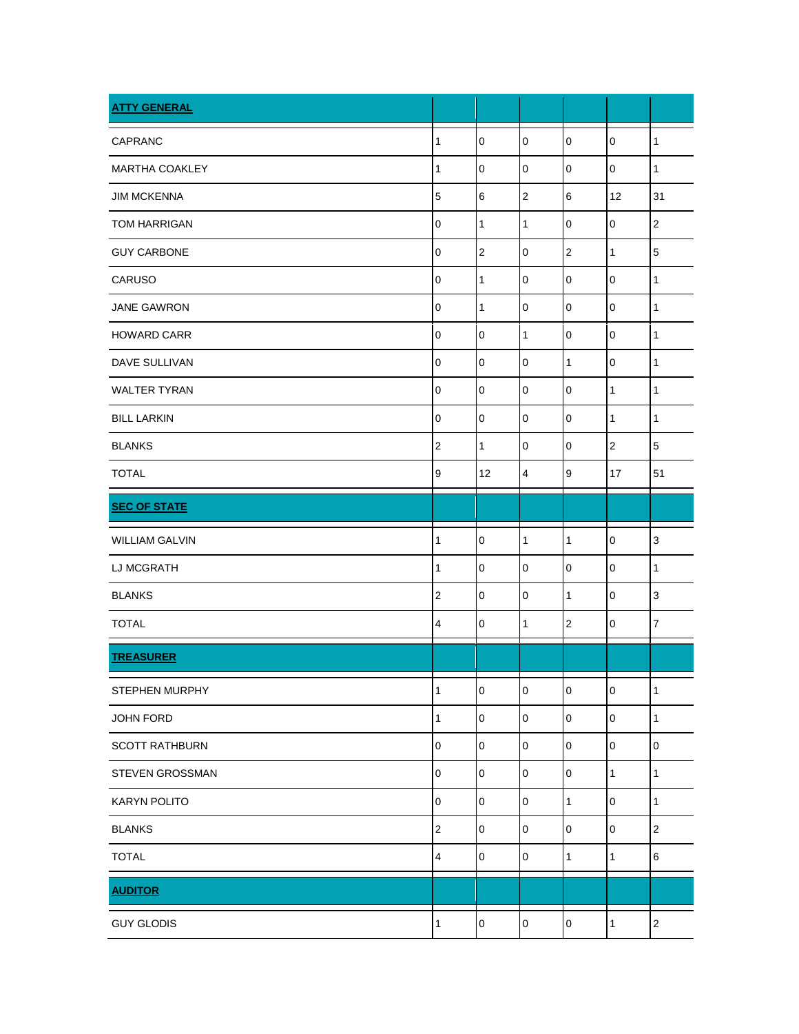| **ATTY GENERAL** | | | | | | |
|---|---|---|---|---|---|---|
| CAPRANC | 1 | 0 | 0 | 0 | 0 | 1 |
| MARTHA COAKLEY | 1 | 0 | 0 | 0 | 0 | 1 |
| JIM MCKENNA | 5 | 6 | 2 | 6 | 12 | 31 |
| TOM HARRIGAN | 0 | 1 | 1 | 0 | 0 | 2 |
| GUY CARBONE | 0 | 2 | 0 | 2 | 1 | 5 |
| CARUSO | 0 | 1 | 0 | 0 | 0 | 1 |
| JANE GAWRON | 0 | 1 | 0 | 0 | 0 | 1 |
| HOWARD CARR | 0 | 0 | 1 | 0 | 0 | 1 |
| DAVE SULLIVAN | 0 | 0 | 0 | 1 | 0 | 1 |
| WALTER TYRAN | 0 | 0 | 0 | 0 | 1 | 1 |
| BILL LARKIN | 0 | 0 | 0 | 0 | 1 | 1 |
| BLANKS | 2 | 1 | 0 | 0 | 2 | 5 |
| TOTAL | 9 | 12 | 4 | 9 | 17 | 51 |
| **SEC OF STATE** | | | | | | |
| WILLIAM GALVIN | 1 | 0 | 1 | 1 | 0 | 3 |
| LJ MCGRATH | 1 | 0 | 0 | 0 | 0 | 1 |
| BLANKS | 2 | 0 | 0 | 1 | 0 | 3 |
| TOTAL | 4 | 0 | 1 | 2 | 0 | 7 |
| **TREASURER** | | | | | | |
| STEPHEN MURPHY | 1 | 0 | 0 | 0 | 0 | 1 |
| JOHN FORD | 1 | 0 | 0 | 0 | 0 | 1 |
| SCOTT RATHBURN | 0 | 0 | 0 | 0 | 0 | 0 |
| STEVEN GROSSMAN | 0 | 0 | 0 | 0 | 1 | 1 |
| KARYN POLITO | 0 | 0 | 0 | 1 | 0 | 1 |
| BLANKS | 2 | 0 | 0 | 0 | 0 | 2 |
| TOTAL | 4 | 0 | 0 | 1 | 1 | 6 |
| **AUDITOR** | | | | | | |
| GUY GLODIS | 1 | 0 | 0 | 0 | 1 | 2 |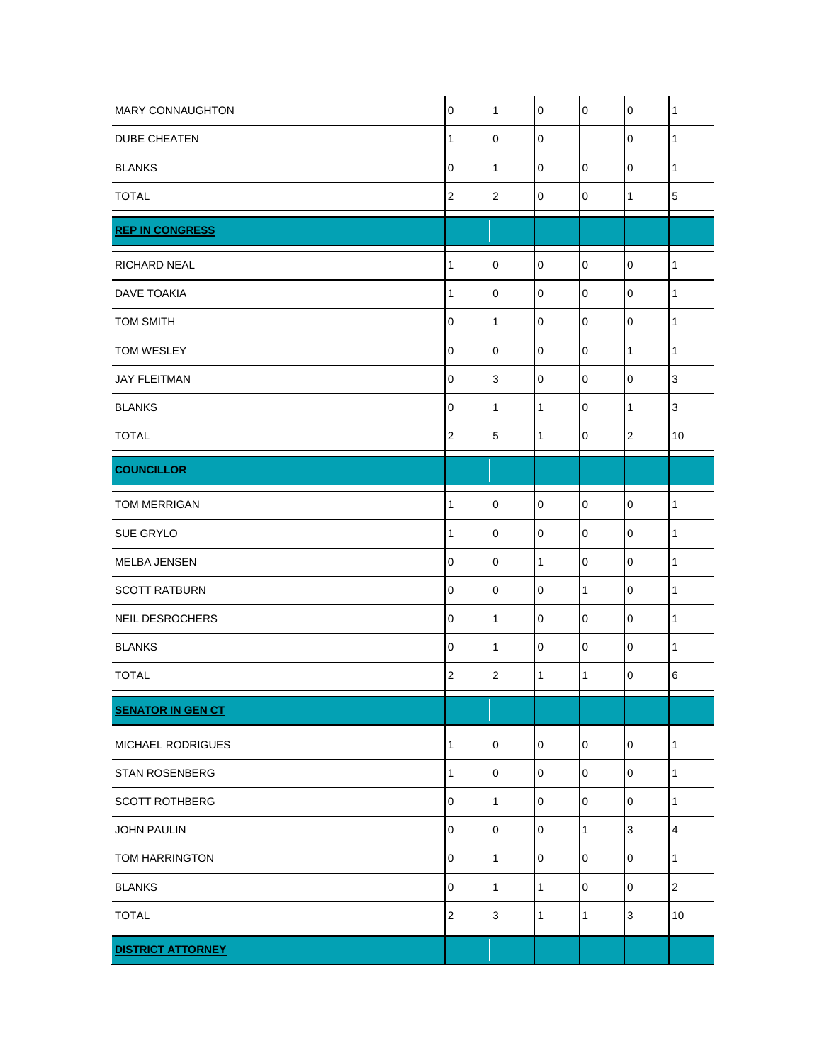| | | | | | | |
|---|---|---|---|---|---|---|
| MARY CONNAUGHTON | 0 | 1 | 0 | 0 | 0 | 1 |
| DUBE CHEATEN | 1 | 0 | 0 | | 0 | 1 |
| BLANKS | 0 | 1 | 0 | 0 | 0 | 1 |
| TOTAL | 2 | 2 | 0 | 0 | 1 | 5 |
| **REP IN CONGRESS** | | | | | | |
| RICHARD NEAL | 1 | 0 | 0 | 0 | 0 | 1 |
| DAVE TOAKIA | 1 | 0 | 0 | 0 | 0 | 1 |
| TOM SMITH | 0 | 1 | 0 | 0 | 0 | 1 |
| TOM WESLEY | 0 | 0 | 0 | 0 | 1 | 1 |
| JAY FLEITMAN | 0 | 3 | 0 | 0 | 0 | 3 |
| BLANKS | 0 | 1 | 1 | 0 | 1 | 3 |
| TOTAL | 2 | 5 | 1 | 0 | 2 | 10 |
| **COUNCILLOR** | | | | | | |
| TOM MERRIGAN | 1 | 0 | 0 | 0 | 0 | 1 |
| SUE GRYLO | 1 | 0 | 0 | 0 | 0 | 1 |
| MELBA JENSEN | 0 | 0 | 1 | 0 | 0 | 1 |
| SCOTT RATBURN | 0 | 0 | 0 | 1 | 0 | 1 |
| NEIL DESROCHERS | 0 | 1 | 0 | 0 | 0 | 1 |
| BLANKS | 0 | 1 | 0 | 0 | 0 | 1 |
| TOTAL | 2 | 2 | 1 | 1 | 0 | 6 |
| **SENATOR IN GEN CT** | | | | | | |
| MICHAEL RODRIGUES | 1 | 0 | 0 | 0 | 0 | 1 |
| STAN ROSENBERG | 1 | 0 | 0 | 0 | 0 | 1 |
| SCOTT ROTHBERG | 0 | 1 | 0 | 0 | 0 | 1 |
| JOHN PAULIN | 0 | 0 | 0 | 1 | 3 | 4 |
| TOM HARRINGTON | 0 | 1 | 0 | 0 | 0 | 1 |
| BLANKS | 0 | 1 | 1 | 0 | 0 | 2 |
| TOTAL | 2 | 3 | 1 | 1 | 3 | 10 |
| **DISTRICT ATTORNEY** | | | | | | |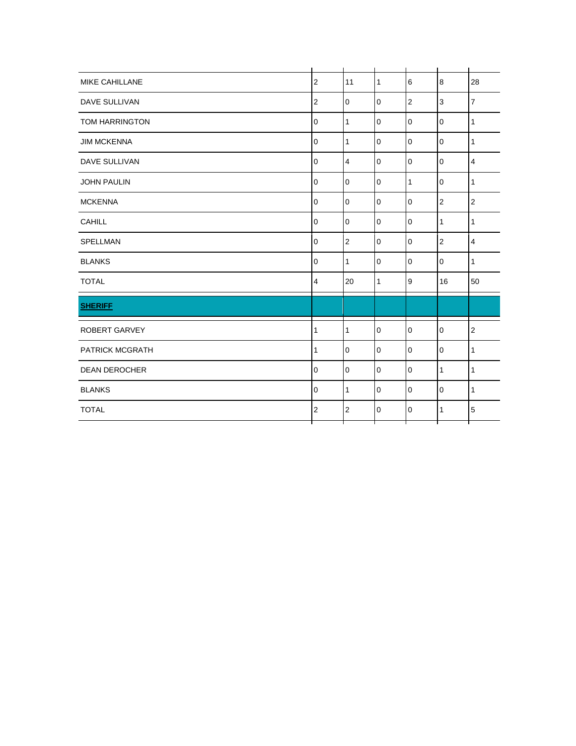| | | | | | | |
|---|---|---|---|---|---|---|
| MIKE CAHILLANE | 2 | 11 | 1 | 6 | 8 | 28 |
| DAVE SULLIVAN | 2 | 0 | 0 | 2 | 3 | 7 |
| TOM HARRINGTON | 0 | 1 | 0 | 0 | 0 | 1 |
| JIM MCKENNA | 0 | 1 | 0 | 0 | 0 | 1 |
| DAVE SULLIVAN | 0 | 4 | 0 | 0 | 0 | 4 |
| JOHN PAULIN | 0 | 0 | 0 | 1 | 0 | 1 |
| MCKENNA | 0 | 0 | 0 | 0 | 2 | 2 |
| CAHILL | 0 | 0 | 0 | 0 | 1 | 1 |
| SPELLMAN | 0 | 2 | 0 | 0 | 2 | 4 |
| BLANKS | 0 | 1 | 0 | 0 | 0 | 1 |
| TOTAL | 4 | 20 | 1 | 9 | 16 | 50 |
| **SHERIFF** | | | | | | |
| ROBERT GARVEY | 1 | 1 | 0 | 0 | 0 | 2 |
| PATRICK MCGRATH | 1 | 0 | 0 | 0 | 0 | 1 |
| DEAN DEROCHER | 0 | 0 | 0 | 0 | 1 | 1 |
| BLANKS | 0 | 1 | 0 | 0 | 0 | 1 |
| TOTAL | 2 | 2 | 0 | 0 | 1 | 5 |